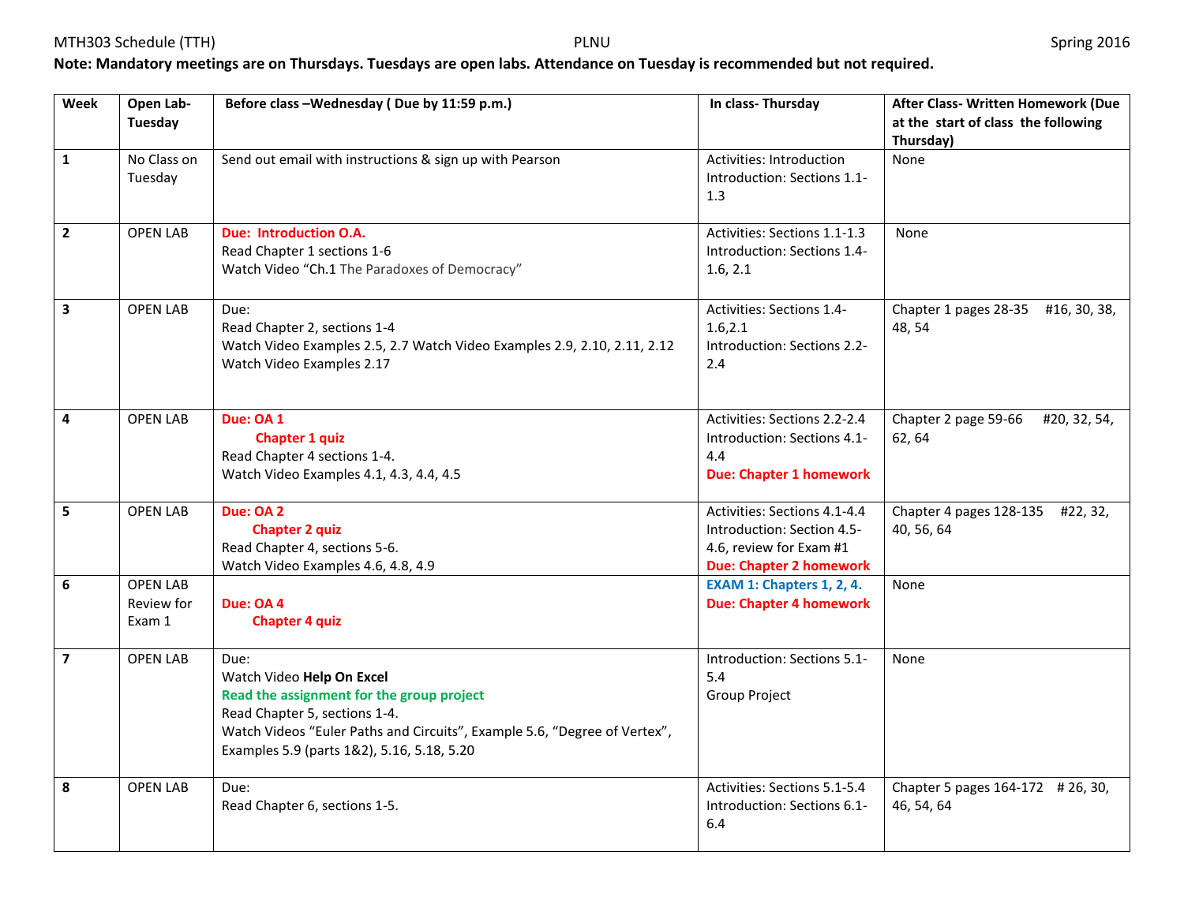MTH303 Schedule (TTH) PLNU Spring 2016

**Note: Mandatory meetings are on Thursdays. Tuesdays are open labs. Attendance on Tuesday is recommended but not required.**

| Week | Open Lab-Tuesday | Before class –Wednesday ( Due by 11:59 p.m.) | In class- Thursday | After Class- Written Homework (Due at the start of class the following Thursday) |
|---|---|---|---|---|
| 1 | No Class on Tuesday | Send out email with instructions & sign up with Pearson | Activities: Introduction<br>Introduction: Sections 1.1-1.3 | None |
| 2 | OPEN LAB | **Due: Introduction O.A.**<br>Read Chapter 1 sections 1-6<br>Watch Video "Ch.1 The Paradoxes of Democracy" | Activities: Sections 1.1-1.3<br>Introduction: Sections 1.4-1.6, 2.1 | None |
| 3 | OPEN LAB | Due:<br>Read Chapter 2, sections 1-4<br>Watch Video Examples 2.5, 2.7 Watch Video Examples 2.9, 2.10, 2.11, 2.12<br>Watch Video Examples 2.17 | Activities: Sections 1.4-1.6,2.1<br>Introduction: Sections 2.2-2.4 | Chapter 1 pages 28-35 #16, 30, 38, 48, 54 |
| 4 | OPEN LAB | **Due: OA 1**<br>**Chapter 1 quiz**<br>Read Chapter 4 sections 1-4.<br>Watch Video Examples 4.1, 4.3, 4.4, 4.5 | Activities: Sections 2.2-2.4<br>Introduction: Sections 4.1-4.4<br>**Due: Chapter 1 homework** | Chapter 2 page 59-66 #20, 32, 54, 62, 64 |
| 5 | OPEN LAB | **Due: OA 2**<br>**Chapter 2 quiz**<br>Read Chapter 4, sections 5-6.<br>Watch Video Examples 4.6, 4.8, 4.9 | Activities: Sections 4.1-4.4<br>Introduction: Section 4.5-4.6, review for Exam #1<br>**Due: Chapter 2 homework** | Chapter 4 pages 128-135 #22, 32, 40, 56, 64 |
| 6 | OPEN LAB<br>Review for Exam 1 | **Due: OA 4**<br>**Chapter 4 quiz** | **EXAM 1: Chapters 1, 2, 4.**<br>**Due: Chapter 4 homework** | None |
| 7 | OPEN LAB | Due:<br>Watch Video **Help On Excel**<br>**Read the assignment for the group project**<br>Read Chapter 5, sections 1-4.<br>Watch Videos "Euler Paths and Circuits", Example 5.6, "Degree of Vertex", Examples 5.9 (parts 1&2), 5.16, 5.18, 5.20 | Introduction: Sections 5.1-5.4<br>Group Project | None |
| 8 | OPEN LAB | Due:<br>Read Chapter 6, sections 1-5. | Activities: Sections 5.1-5.4<br>Introduction: Sections 6.1-6.4 | Chapter 5 pages 164-172 # 26, 30, 46, 54, 64 |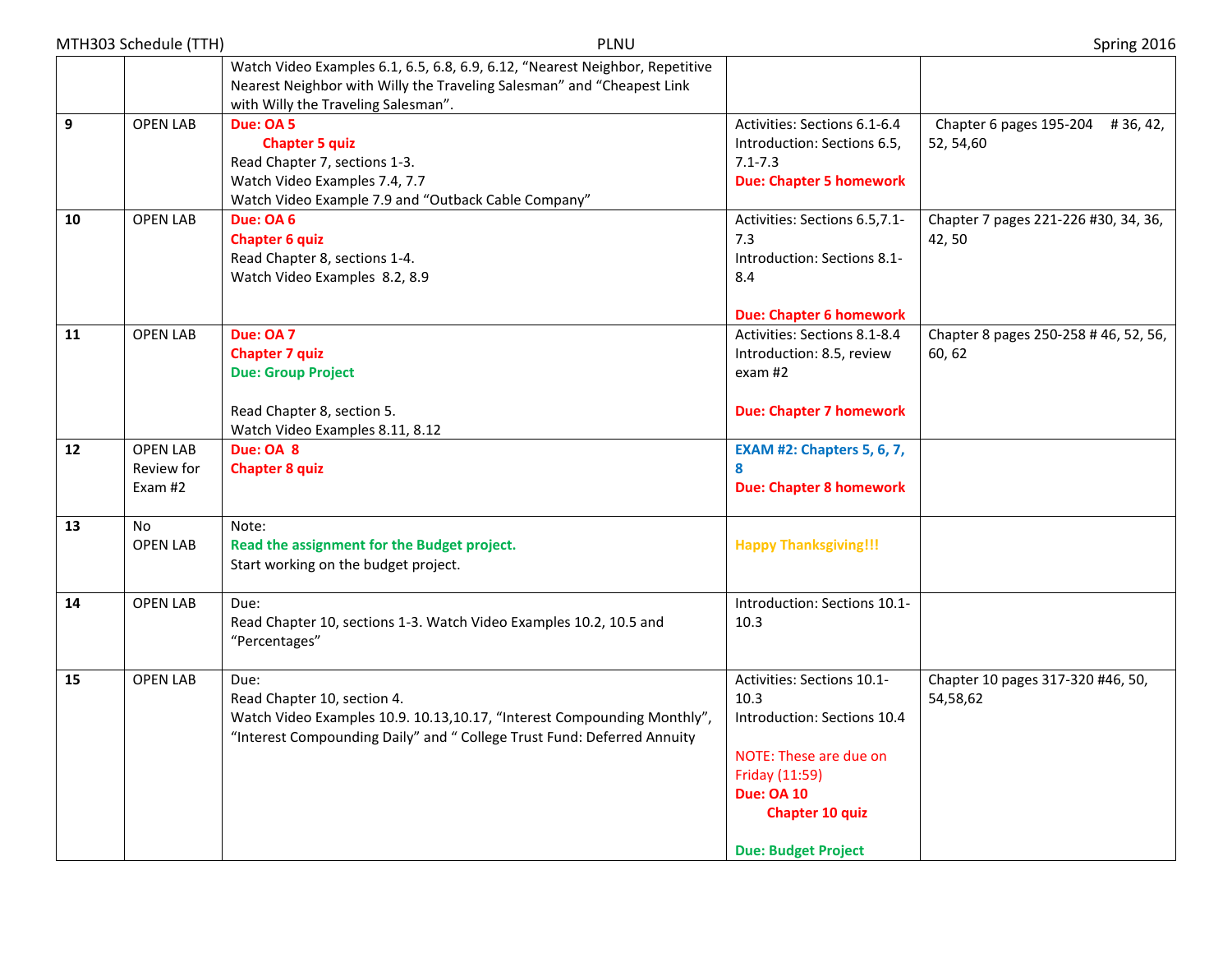| | | | | |
|---|---|---|---|---|
| | | Watch Video Examples 6.1, 6.5, 6.8, 6.9, 6.12, "Nearest Neighbor, Repetitive Nearest Neighbor with Willy the Traveling Salesman" and "Cheapest Link with Willy the Traveling Salesman". | | |
| 9 | OPEN LAB | **Due: OA 5**<br>**Chapter 5 quiz**<br>Read Chapter 7, sections 1-3.<br>Watch Video Examples 7.4, 7.7<br>Watch Video Example 7.9 and "Outback Cable Company" | Activities: Sections 6.1-6.4<br>Introduction: Sections 6.5, 7.1-7.3<br>**Due: Chapter 5 homework** | Chapter 6 pages 195-204 # 36, 42, 52, 54,60 |
| 10 | OPEN LAB | **Due: OA 6**<br>**Chapter 6 quiz**<br>Read Chapter 8, sections 1-4.<br>Watch Video Examples 8.2, 8.9 | Activities: Sections 6.5,7.1-7.3<br>Introduction: Sections 8.1-8.4<br><br>**Due: Chapter 6 homework** | Chapter 7 pages 221-226 #30, 34, 36, 42, 50 |
| 11 | OPEN LAB | **Due: OA 7**<br>**Chapter 7 quiz**<br>**Due: Group Project**<br><br>Read Chapter 8, section 5.<br>Watch Video Examples 8.11, 8.12 | Activities: Sections 8.1-8.4<br>Introduction: 8.5, review exam #2<br><br>**Due: Chapter 7 homework** | Chapter 8 pages 250-258 # 46, 52, 56, 60, 62 |
| 12 | OPEN LAB Review for Exam #2 | **Due: OA 8**<br>**Chapter 8 quiz** | **EXAM #2: Chapters 5, 6, 7, 8**<br>**Due: Chapter 8 homework** | |
| 13 | No OPEN LAB | Note:<br>**Read the assignment for the Budget project.**<br>Start working on the budget project. | **Happy Thanksgiving!!!** | |
| 14 | OPEN LAB | Due:<br>Read Chapter 10, sections 1-3. Watch Video Examples 10.2, 10.5 and "Percentages" | Introduction: Sections 10.1-10.3 | |
| 15 | OPEN LAB | Due:<br>Read Chapter 10, section 4.<br>Watch Video Examples 10.9. 10.13,10.17, "Interest Compounding Monthly", "Interest Compounding Daily" and " College Trust Fund: Deferred Annuity | Activities: Sections 10.1-10.3<br>Introduction: Sections 10.4<br><br>NOTE: These are due on Friday (11:59)<br>**Due: OA 10**<br>**Chapter 10 quiz**<br><br>**Due: Budget Project** | Chapter 10 pages 317-320 #46, 50, 54,58,62 |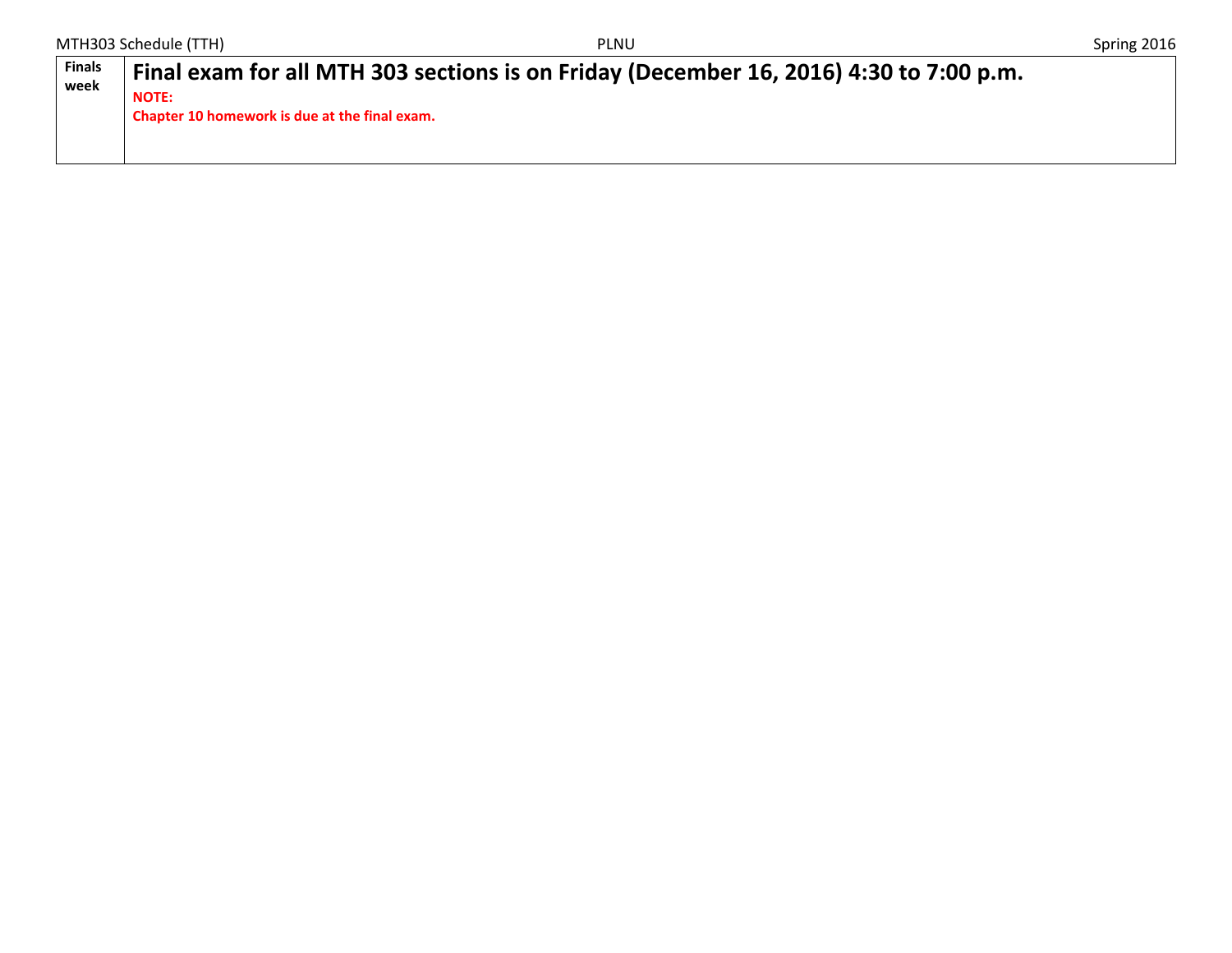| | |
|---|---|
| **Finals week** | **Final exam for all MTH 303 sections is on Friday (December 16, 2016) 4:30 to 7:00 p.m.**<br>**NOTE:**<br>**Chapter 10 homework is due at the final exam.** |